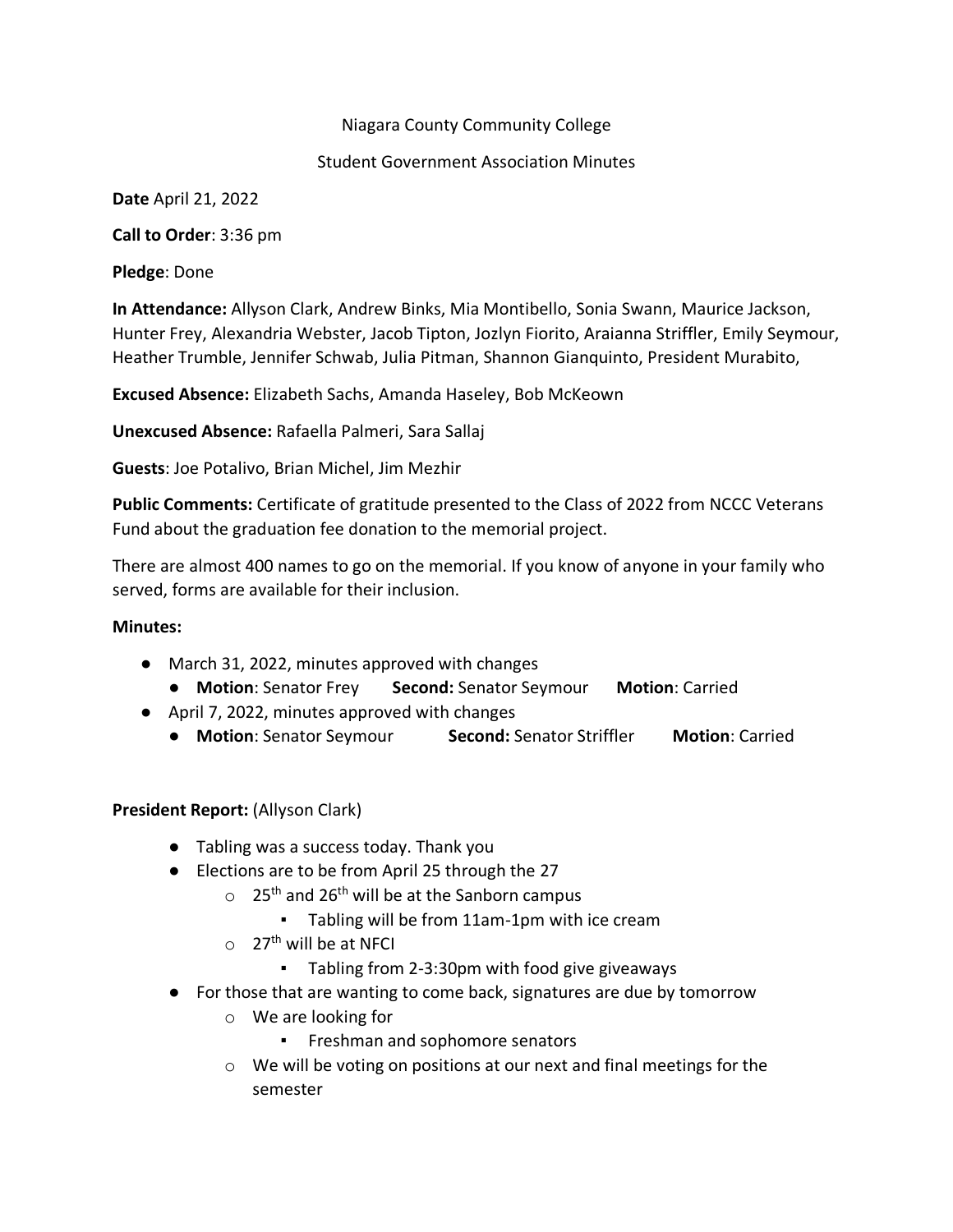Niagara County Community College

Student Government Association Minutes

**Date** April 21, 2022

**Call to Order**: 3:36 pm

**Pledge**: Done

**In Attendance:** Allyson Clark, Andrew Binks, Mia Montibello, Sonia Swann, Maurice Jackson, Hunter Frey, Alexandria Webster, Jacob Tipton, Jozlyn Fiorito, Araianna Striffler, Emily Seymour, Heather Trumble, Jennifer Schwab, Julia Pitman, Shannon Gianquinto, President Murabito,

**Excused Absence:** Elizabeth Sachs, Amanda Haseley, Bob McKeown

**Unexcused Absence:** Rafaella Palmeri, Sara Sallaj

**Guests**: Joe Potalivo, Brian Michel, Jim Mezhir

**Public Comments:** Certificate of gratitude presented to the Class of 2022 from NCCC Veterans Fund about the graduation fee donation to the memorial project.

There are almost 400 names to go on the memorial. If you know of anyone in your family who served, forms are available for their inclusion.

**Minutes:**

- March 31, 2022, minutes approved with changes
  - **Motion**: Senator Frey **Second:** Senator Seymour **Motion**: Carried
- April 7, 2022, minutes approved with changes
  - **Motion**: Senator Seymour **Second:** Senator Striffler **Motion**: Carried

**President Report:** (Allyson Clark)

- Tabling was a success today. Thank you
- Elections are to be from April 25 through the 27
  - 25th and 26th will be at the Sanborn campus
    - Tabling will be from 11am-1pm with ice cream
  - 27th will be at NFCI
    - Tabling from 2-3:30pm with food give giveaways
- For those that are wanting to come back, signatures are due by tomorrow
  - We are looking for
    - Freshman and sophomore senators
  - We will be voting on positions at our next and final meetings for the semester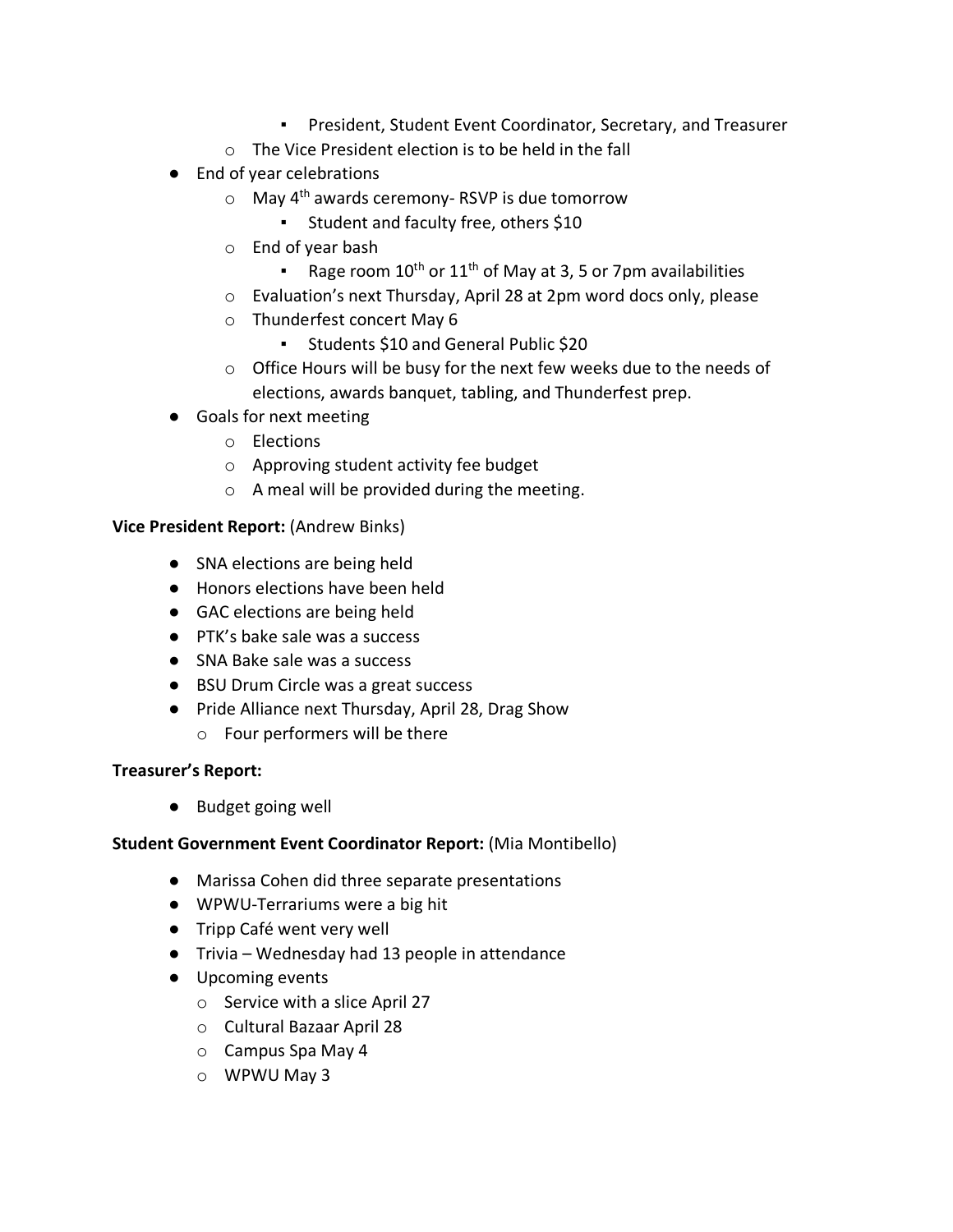- President, Student Event Coordinator, Secretary, and Treasurer
    - The Vice President election is to be held in the fall
- End of year celebrations
    - May 4th awards ceremony- RSVP is due tomorrow
        - Student and faculty free, others $10
    - End of year bash
        - Rage room 10th or 11th of May at 3, 5 or 7pm availabilities
    - Evaluation's next Thursday, April 28 at 2pm word docs only, please
    - Thunderfest concert May 6
        - Students $10 and General Public $20
    - Office Hours will be busy for the next few weeks due to the needs of elections, awards banquet, tabling, and Thunderfest prep.
- Goals for next meeting
    - Elections
    - Approving student activity fee budget
    - A meal will be provided during the meeting.

**Vice President Report:** (Andrew Binks)

- SNA elections are being held
- Honors elections have been held
- GAC elections are being held
- PTK's bake sale was a success
- SNA Bake sale was a success
- BSU Drum Circle was a great success
- Pride Alliance next Thursday, April 28, Drag Show
    - Four performers will be there

**Treasurer's Report:**

- Budget going well

**Student Government Event Coordinator Report:** (Mia Montibello)

- Marissa Cohen did three separate presentations
- WPWU-Terrariums were a big hit
- Tripp Café went very well
- Trivia – Wednesday had 13 people in attendance
- Upcoming events
    - Service with a slice April 27
    - Cultural Bazaar April 28
    - Campus Spa May 4
    - WPWU May 3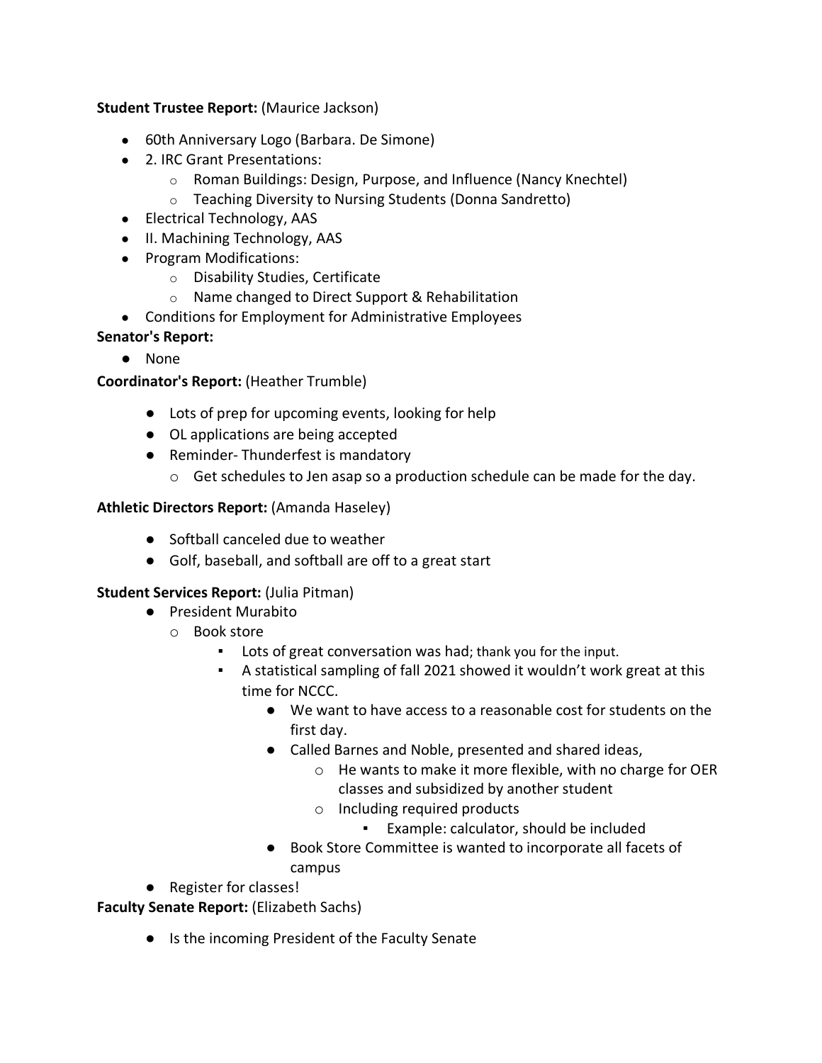**Student Trustee Report:** (Maurice Jackson)

- 60th Anniversary Logo (Barbara. De Simone)
- 2. IRC Grant Presentations:
  - Roman Buildings: Design, Purpose, and Influence (Nancy Knechtel)
  - Teaching Diversity to Nursing Students (Donna Sandretto)
- Electrical Technology, AAS
- II. Machining Technology, AAS
- Program Modifications:
  - Disability Studies, Certificate
  - Name changed to Direct Support & Rehabilitation
- Conditions for Employment for Administrative Employees

**Senator's Report:**

- None

**Coordinator's Report:** (Heather Trumble)

- Lots of prep for upcoming events, looking for help
- OL applications are being accepted
- Reminder- Thunderfest is mandatory
  - Get schedules to Jen asap so a production schedule can be made for the day.

**Athletic Directors Report:** (Amanda Haseley)

- Softball canceled due to weather
- Golf, baseball, and softball are off to a great start

**Student Services Report:** (Julia Pitman)

- President Murabito
  - Book store
    - Lots of great conversation was had; thank you for the input.
    - A statistical sampling of fall 2021 showed it wouldn't work great at this time for NCCC.
      - We want to have access to a reasonable cost for students on the first day.
      - Called Barnes and Noble, presented and shared ideas,
        - He wants to make it more flexible, with no charge for OER classes and subsidized by another student
        - Including required products
          - Example: calculator, should be included
      - Book Store Committee is wanted to incorporate all facets of campus
- Register for classes!

**Faculty Senate Report:** (Elizabeth Sachs)

- Is the incoming President of the Faculty Senate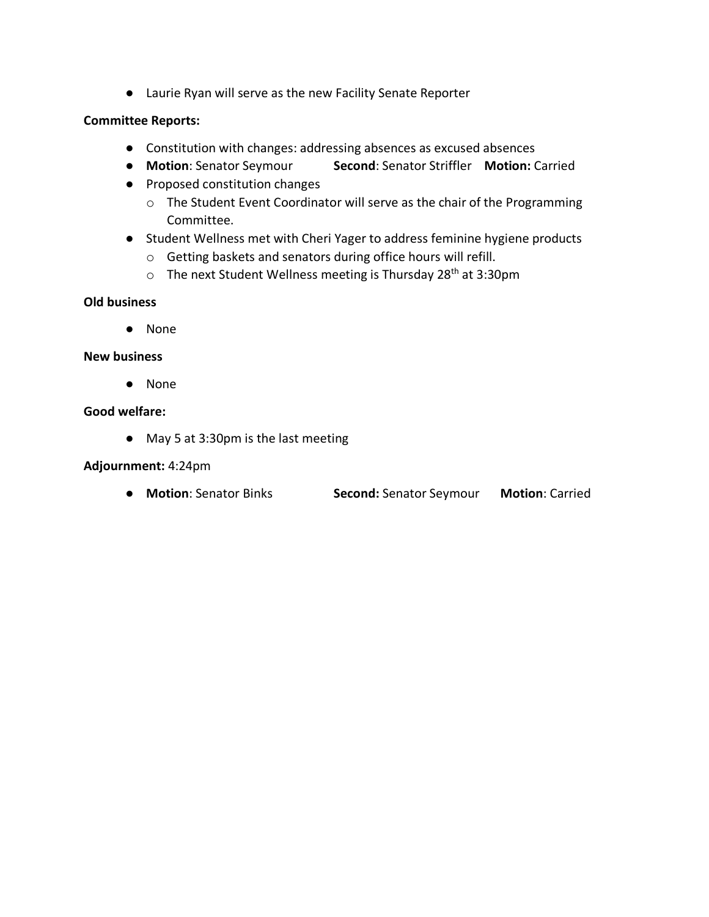- Laurie Ryan will serve as the new Facility Senate Reporter

**Committee Reports:**

- Constitution with changes: addressing absences as excused absences
- **Motion**: Senator Seymour **Second**: Senator Striffler **Motion:** Carried
- Proposed constitution changes
  - The Student Event Coordinator will serve as the chair of the Programming Committee.
- Student Wellness met with Cheri Yager to address feminine hygiene products
  - Getting baskets and senators during office hours will refill.
  - The next Student Wellness meeting is Thursday 28th at 3:30pm

**Old business**

- None

**New business**

- None

**Good welfare:**

- May 5 at 3:30pm is the last meeting

**Adjournment:** 4:24pm

- **Motion**: Senator Binks **Second:** Senator Seymour **Motion**: Carried